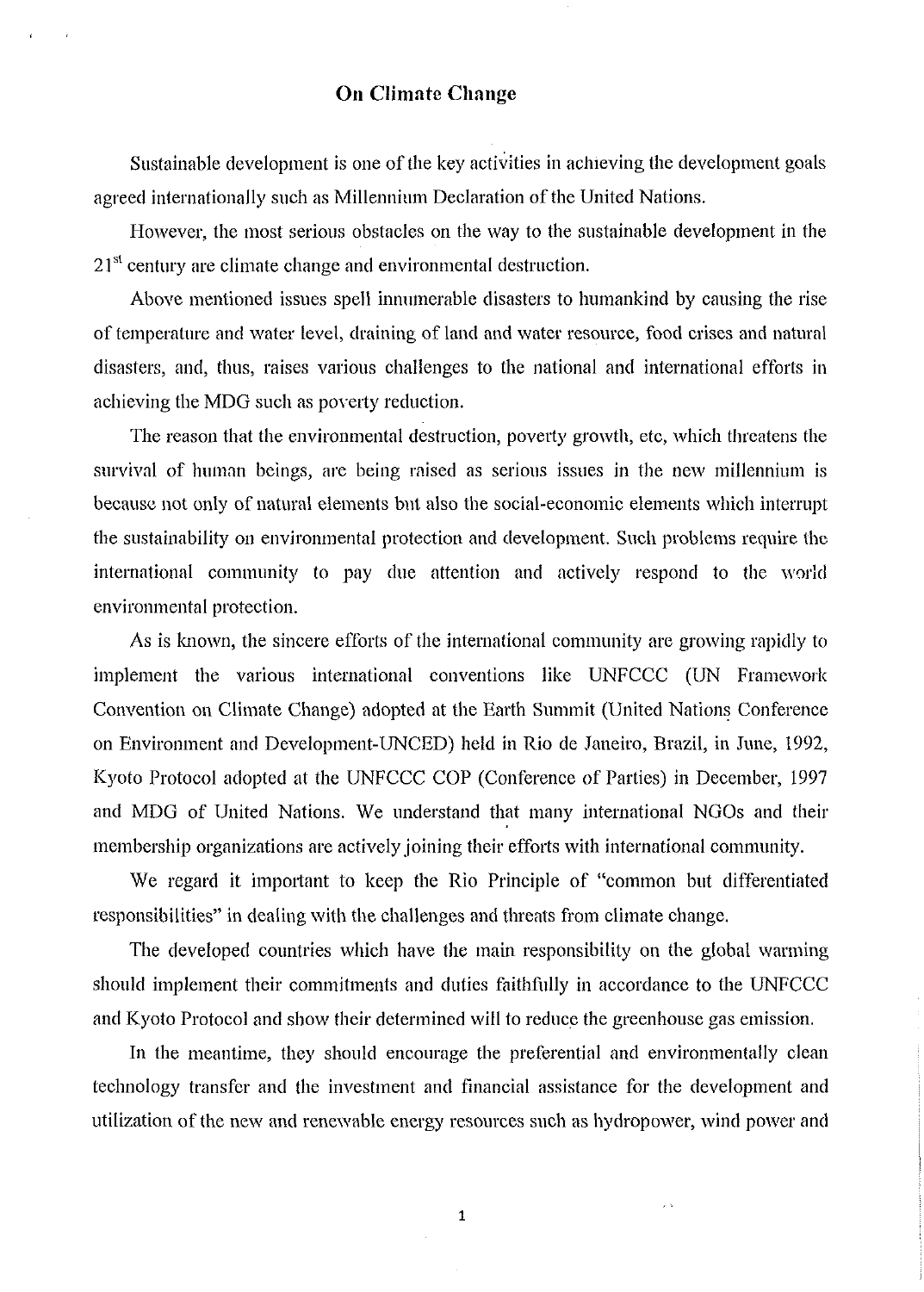# On Climate Change

Sustainable development is one of the key activities in achieving the development goals agreed internationally such as Millennium Declaration of the United Nations.

However, the most serious obstacles on the way to the sustainable development in the 21st century are climate change and environmental destruction.

Above mentioned issues spell innumerable disasters to humankind by causing the rise of temperature and water level, draining of land and water resource, food crises and natural disasters, and, thus, raises various challenges to the national and international efforts in achieving the MDG such as poverty reduction.

The reason that the environmental destruction, poverty growth, etc, which threatens the survival of human beings, are being raised as serious issues in the new millennium is because not only of natural elements but also the social-economic elements which interrupt the sustainability on environmental protection and development. Such problems require the international community to pay due attention and actively respond to the world environmental protection.

As is known, the sincere efforts of the international community are growing rapidly to implement the various international conventions like UNFCCC (UN Framework Convention on Climate Change) adopted at the Earth Summit (United Nations Conference on Environment and Development-UNCED) held in Rio de Janeiro, Brazil, in June, 1992, Kyoto Protocol adopted at the UNFCCC COP (Conference of Parties) in December, 1997 and MDG of United Nations. We understand that many international NGOs and their membership organizations are actively joining their efforts with international community.

We regard it important to keep the Rio Principle of "common but differentiated responsibilities" in dealing with the challenges and threats from climate change.

The developed countries which have the main responsibility on the global warming should implement their commitments and duties faithfully in accordance to the UNFCCC and Kyoto Protocol and show their determined will to reduce the greenhouse gas emission.

In the meantime, they should encourage the preferential and environmentally clean technology transfer and the investment and financial assistance for the development and utilization of the new and renewable energy resources such as hydropower, wind power and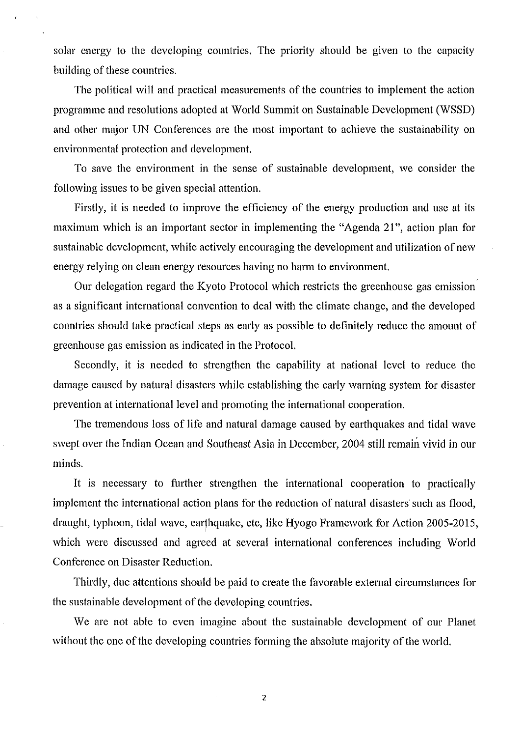solar energy to the developing countries. The priority should be given to the capacity building of these countries.

The political will and practical measurements of the countries to implement the action programme and resolutions adopted at World Summit on Sustainable Development (WSSD) and other major UN Conferences are the most important to achieve the sustainability on environmental protection and development.

To save the environment in the sense of sustainable development, we consider the following issues to be given special attention.

Firstly, it is needed to improve the efficiency of the energy production and use at its maximum which is an important sector in implementing the "Agenda 21", action plan for sustainable development, while actively encouraging the development and utilization of new energy relying on clean energy resources having no harm to environment.

Our delegation regard the Kyoto Protocol which restricts the greenhouse gas emission as a significant international convention to deal with the climate change, and the developed countries should take practical steps as early as possible to definitely reduce the amount of greenhouse gas emission as indicated in the Protocol.

Secondly, it is needed to strengthen the capability at national level to reduce the damage caused by natural disasters while establishing the early warning system for disaster prevention at international level and promoting the international cooperation.

The tremendous loss of life and natural damage caused by earthquakes and tidal wave swept over the Indian Ocean and Southeast Asia in December, 2004 still remain vivid in our minds.

It is necessary to further strengthen the international cooperation to practically implement the international action plans for the reduction of natural disasters such as flood, draught, typhoon, tidal wave, earthquake, etc, like Hyogo Framework for Action 2005-2015, which were discussed and agreed at several international conferences including World Conference on Disaster Reduction.

Thirdly, due attentions should be paid to create the favorable external circumstances for the sustainable development of the developing countries.

We are not able to even imagine about the sustainable development of our Planet without the one of the developing countries forming the absolute majority of the world.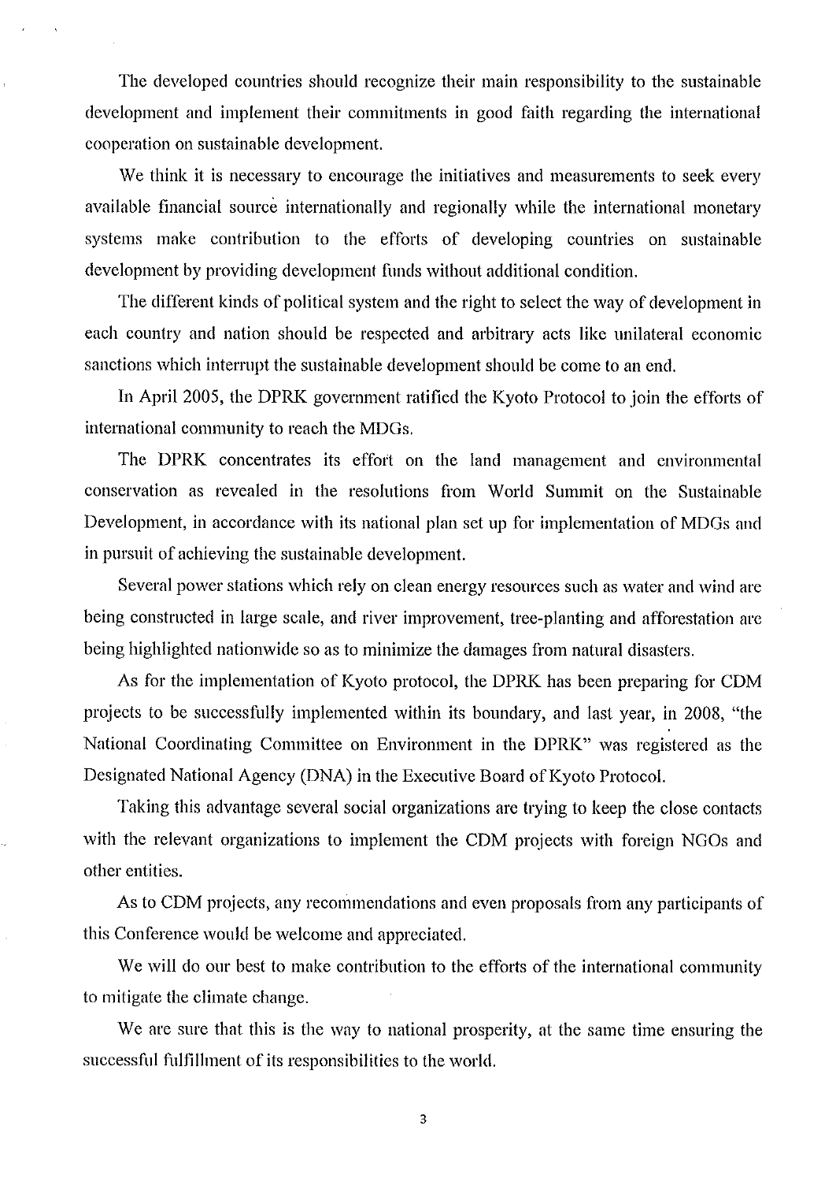The developed countries should recognize their main responsibility to the sustainable development and implement their commitments in good faith regarding the international cooperation on sustainable development.

We think it is necessary to encourage the initiatives and measurements to seek every available financial source internationally and regionally while the international monetary systems make contribution to the efforts of developing countries on sustainable development by providing development funds without additional condition.

The different kinds of political system and the right to select the way of development in each country and nation should be respected and arbitrary acts like unilateral economic sanctions which interrupt the sustainable development should be come to an end.

In April 2005, the DPRK government ratified the Kyoto Protocol to join the efforts of international community to reach the MDGs.

The DPRK concentrates its effort on the land management and environmental conservation as revealed in the resolutions from World Summit on the Sustainable Development, in accordance with its national plan set up for implementation of MDGs and in pursuit of achieving the sustainable development.

Several power stations which rely on clean energy resources such as water and wind are being constructed in large scale, and river improvement, tree-planting and afforestation are being highlighted nationwide so as to minimize the damages from natural disasters.

As for the implementation of Kyoto protocol, the DPRK has been preparing for CDM projects to be successfully implemented within its boundary, and last year, in 2008, "the National Coordinating Committee on Environment in the DPRK" was registered as the Designated National Agency (DNA) in the Executive Board of Kyoto Protocol.

Taking this advantage several social organizations are trying to keep the close contacts with the relevant organizations to implement the CDM projects with foreign NGOs and other entities.

As to CDM projects, any recommendations and even proposals from any participants of this Conference would be welcome and appreciated.

We will do our best to make contribution to the efforts of the international community to mitigate the climate change.

We are sure that this is the way to national prosperity, at the same time ensuring the successful fulfillment of its responsibilities to the world.